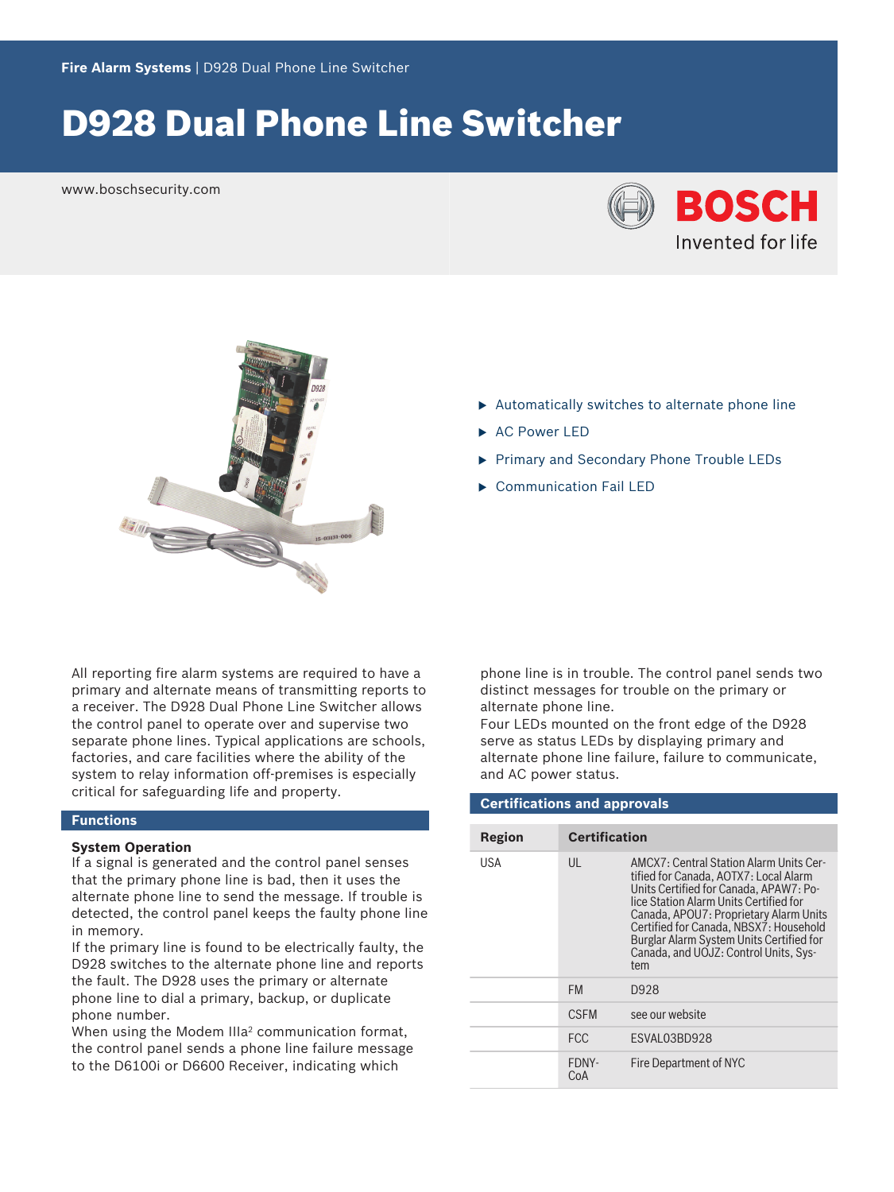Fire Alarm Systems | D928 Dual Phone Line Switcher

# D928 Dual Phone Line Switcher

www.boschsecurity.com

BOSCH Invented for life

- Automatically switches to alternate phone line
- AC Power LED
- Primary and Secondary Phone Trouble LEDs
- Communication Fail LED

All reporting fire alarm systems are required to have a primary and alternate means of transmitting reports to a receiver. The D928 Dual Phone Line Switcher allows the control panel to operate over and supervise two separate phone lines. Typical applications are schools, factories, and care facilities where the ability of the system to relay information off-premises is especially critical for safeguarding life and property.

## Functions

### System Operation

If a signal is generated and the control panel senses that the primary phone line is bad, then it uses the alternate phone line to send the message. If trouble is detected, the control panel keeps the faulty phone line in memory.

If the primary line is found to be electrically faulty, the D928 switches to the alternate phone line and reports the fault. The D928 uses the primary or alternate phone line to dial a primary, backup, or duplicate phone number.

When using the Modem IIIa[2] communication format, the control panel sends a phone line failure message to the D6100i or D6600 Receiver, indicating which phone line is in trouble. The control panel sends two distinct messages for trouble on the primary or alternate phone line.

Four LEDs mounted on the front edge of the D928 serve as status LEDs by displaying primary and alternate phone line failure, failure to communicate, and AC power status.

## Certifications and approvals

| Region | Certification | |
|---|---|---|
| USA | UL | AMCX7: Central Station Alarm Units Certified for Canada, AOTX7: Local Alarm Units Certified for Canada, APAW7: Police Station Alarm Units Certified for Canada, APOU7: Proprietary Alarm Units Certified for Canada, NBSX7: Household Burglar Alarm System Units Certified for Canada, and UOJZ: Control Units, System |
| | FM | D928 |
| | CSFM | see our website |
| | FCC | ESVAL03BD928 |
| | FDNY-CoA | Fire Department of NYC |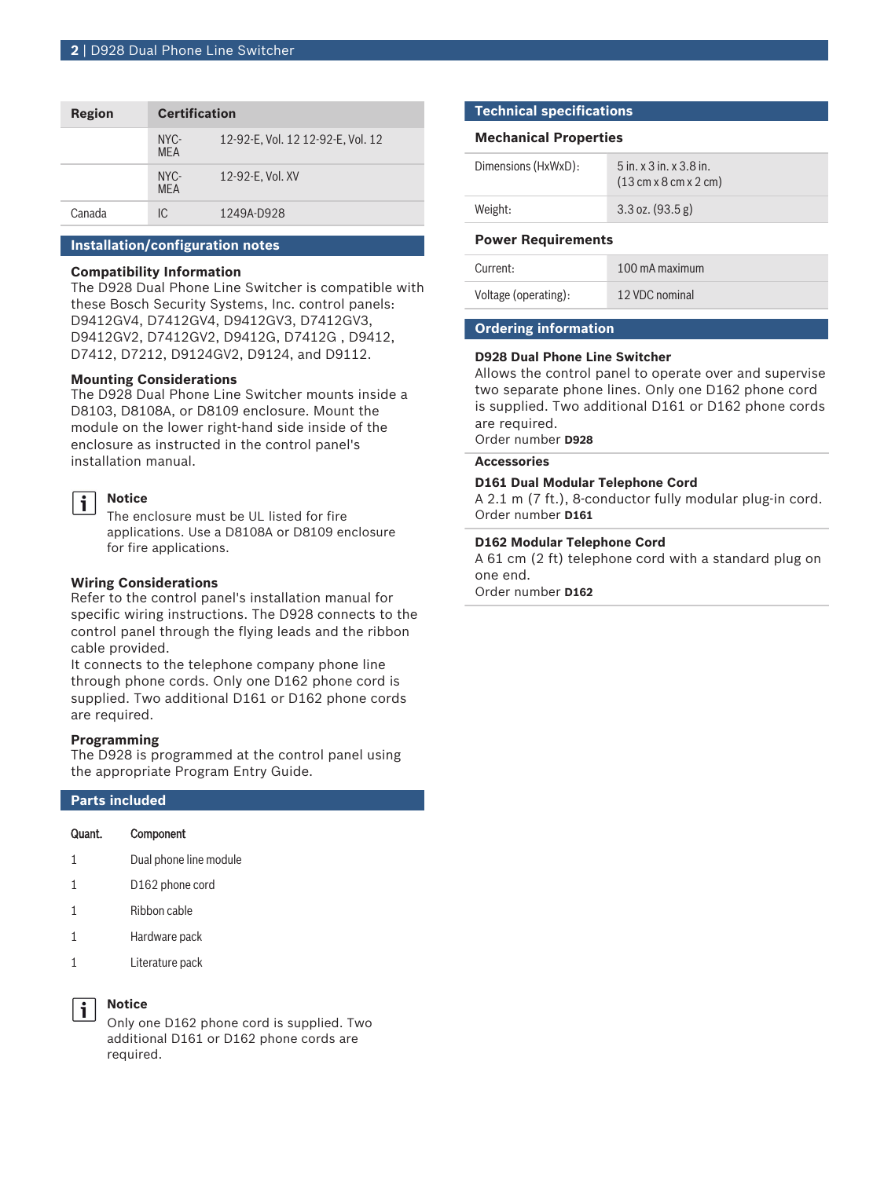| Region | Certification | |
|---|---|---|
| | NYC-MEA | 12-92-E, Vol. 12 12-92-E, Vol. 12 |
| | NYC-MEA | 12-92-E, Vol. XV |
| Canada | IC | 1249A-D928 |

## Installation/configuration notes

### Compatibility Information

The D928 Dual Phone Line Switcher is compatible with these Bosch Security Systems, Inc. control panels: D9412GV4, D7412GV4, D9412GV3, D7412GV3, D9412GV2, D7412GV2, D9412G, D7412G , D9412, D7412, D7212, D9124GV2, D9124, and D9112.

### Mounting Considerations

The D928 Dual Phone Line Switcher mounts inside a D8103, D8108A, or D8109 enclosure. Mount the module on the lower right-hand side inside of the enclosure as instructed in the control panel's installation manual.

**Notice**
The enclosure must be UL listed for fire applications. Use a D8108A or D8109 enclosure for fire applications.

### Wiring Considerations

Refer to the control panel's installation manual for specific wiring instructions. The D928 connects to the control panel through the flying leads and the ribbon cable provided.
It connects to the telephone company phone line through phone cords. Only one D162 phone cord is supplied. Two additional D161 or D162 phone cords are required.

### Programming

The D928 is programmed at the control panel using the appropriate Program Entry Guide.

## Parts included

| Quant. | Component |
|---|---|
| 1 | Dual phone line module |
| 1 | D162 phone cord |
| 1 | Ribbon cable |
| 1 | Hardware pack |
| 1 | Literature pack |

**Notice**
Only one D162 phone cord is supplied. Two additional D161 or D162 phone cords are required.

## Technical specifications

### Mechanical Properties

| | |
|---|---|
| Dimensions (HxWxD): | 5 in. x 3 in. x 3.8 in. (13 cm x 8 cm x 2 cm) |
| Weight: | 3.3 oz. (93.5 g) |

### Power Requirements

| | |
|---|---|
| Current: | 100 mA maximum |
| Voltage (operating): | 12 VDC nominal |

## Ordering information

**D928 Dual Phone Line Switcher**
Allows the control panel to operate over and supervise two separate phone lines. Only one D162 phone cord is supplied. Two additional D161 or D162 phone cords are required.
Order number **D928**

### Accessories

**D161 Dual Modular Telephone Cord**
A 2.1 m (7 ft.), 8-conductor fully modular plug-in cord.
Order number **D161**

**D162 Modular Telephone Cord**
A 61 cm (2 ft) telephone cord with a standard plug on one end.
Order number **D162**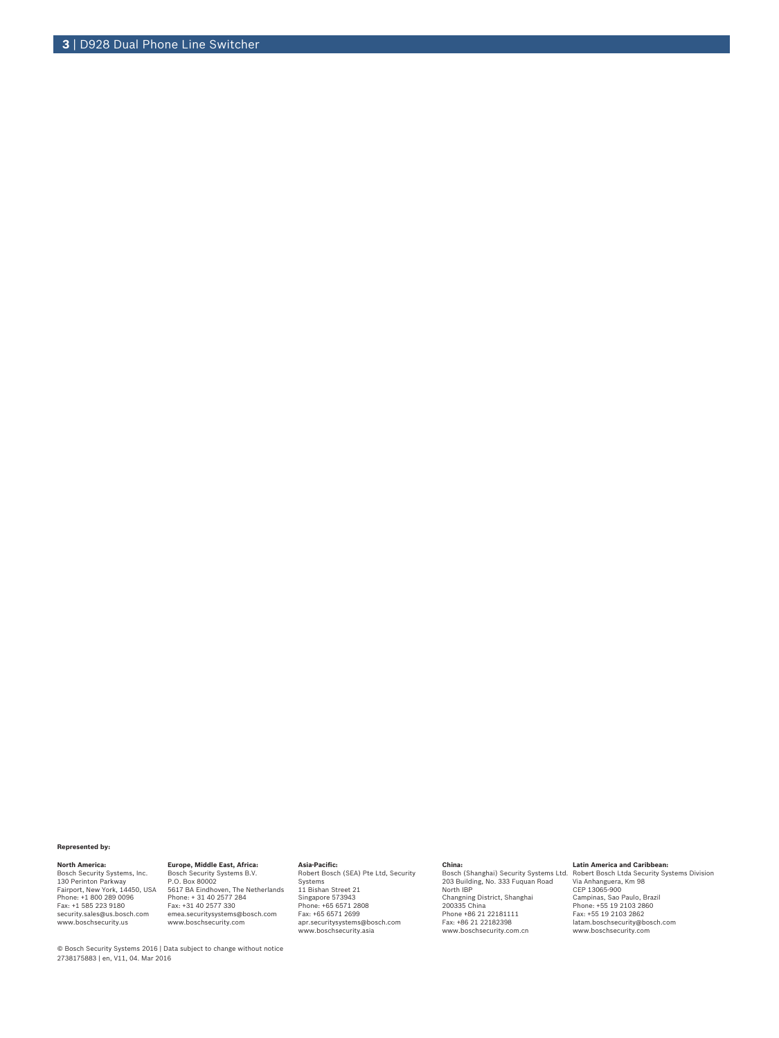**Represented by:**

**North America:**
Bosch Security Systems, Inc.
130 Perinton Parkway
Fairport, New York, 14450, USA
Phone: +1 800 289 0096
Fax: +1 585 223 9180
security.sales@us.bosch.com
www.boschsecurity.us

**Europe, Middle East, Africa:**
Bosch Security Systems B.V.
P.O. Box 80002
5617 BA Eindhoven, The Netherlands
Phone: + 31 40 2577 284
Fax: +31 40 2577 330
emea.securitysystems@bosch.com
www.boschsecurity.com

**Asia-Pacific:**
Robert Bosch (SEA) Pte Ltd, Security Systems
11 Bishan Street 21
Singapore 573943
Phone: +65 6571 2808
Fax: +65 6571 2699
apr.securitysystems@bosch.com
www.boschsecurity.asia

**China:**
Bosch (Shanghai) Security Systems Ltd.
203 Building, No. 333 Fuquan Road
North IBP
Changning District, Shanghai
200335 China
Phone +86 21 22181111
Fax: +86 21 22182398
www.boschsecurity.com.cn

**Latin America and Caribbean:**
Robert Bosch Ltda Security Systems Division
Via Anhanguera, Km 98
CEP 13065-900
Campinas, Sao Paulo, Brazil
Phone: +55 19 2103 2860
Fax: +55 19 2103 2862
latam.boschsecurity@bosch.com
www.boschsecurity.com

© Bosch Security Systems 2016 | Data subject to change without notice
2738175883 | en, V11, 04. Mar 2016